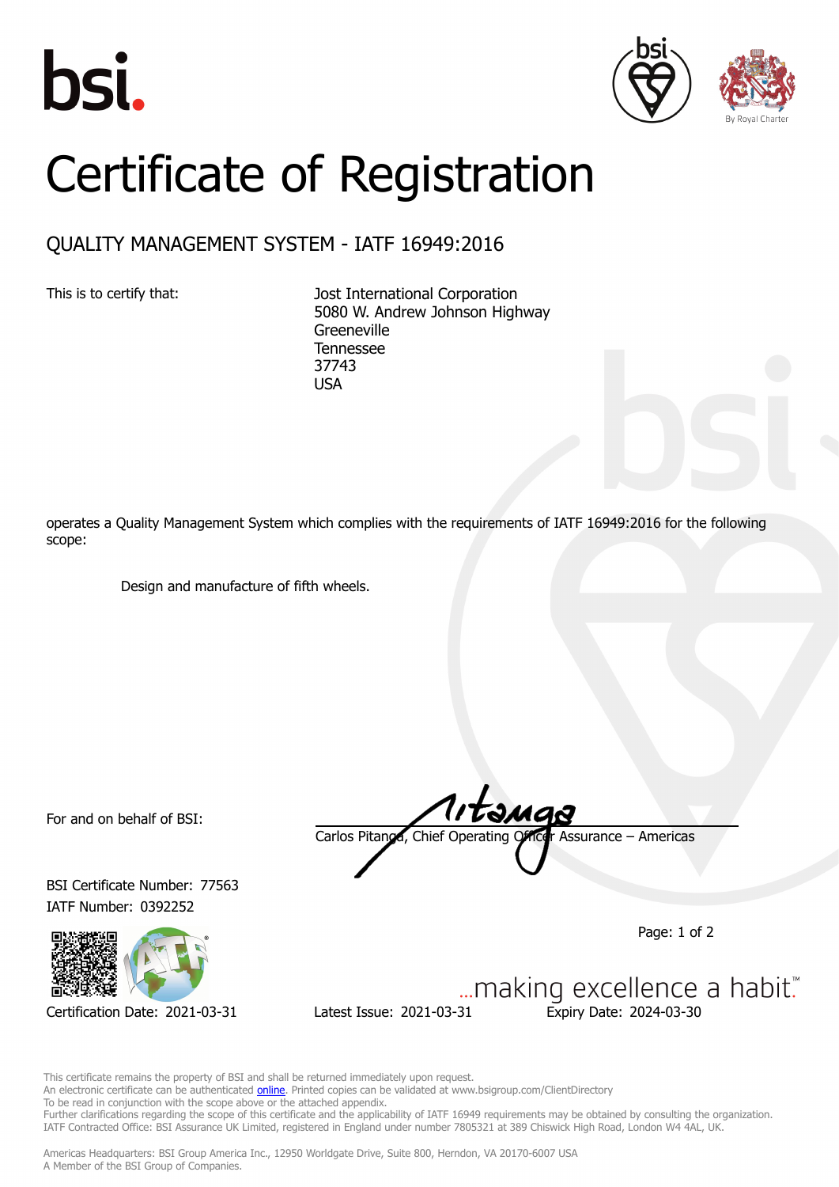# Certificate of Registration

## QUALITY MANAGEMENT SYSTEM - IATF 16949:2016

This is to certify that:

Jost International Corporation
5080 W. Andrew Johnson Highway
Greeneville
Tennessee
37743
USA

operates a Quality Management System which complies with the requirements of IATF 16949:2016 for the following scope:

Design and manufacture of fifth wheels.

For and on behalf of BSI:

Carlos Pitanga, Chief Operating Officer Assurance – Americas

BSI Certificate Number: 77563
IATF Number: 0392252

...making excellence a habit.™

Certification Date: 2021-03-31    Latest Issue: 2021-03-31    Expiry Date: 2024-03-30

This certificate remains the property of BSI and shall be returned immediately upon request.
An electronic certificate can be authenticated online. Printed copies can be validated at www.bsigroup.com/ClientDirectory
To be read in conjunction with the scope above or the attached appendix.
Further clarifications regarding the scope of this certificate and the applicability of IATF 16949 requirements may be obtained by consulting the organization.
IATF Contracted Office: BSI Assurance UK Limited, registered in England under number 7805321 at 389 Chiswick High Road, London W4 4AL, UK.

Americas Headquarters: BSI Group America Inc., 12950 Worldgate Drive, Suite 800, Herndon, VA 20170-6007 USA
A Member of the BSI Group of Companies.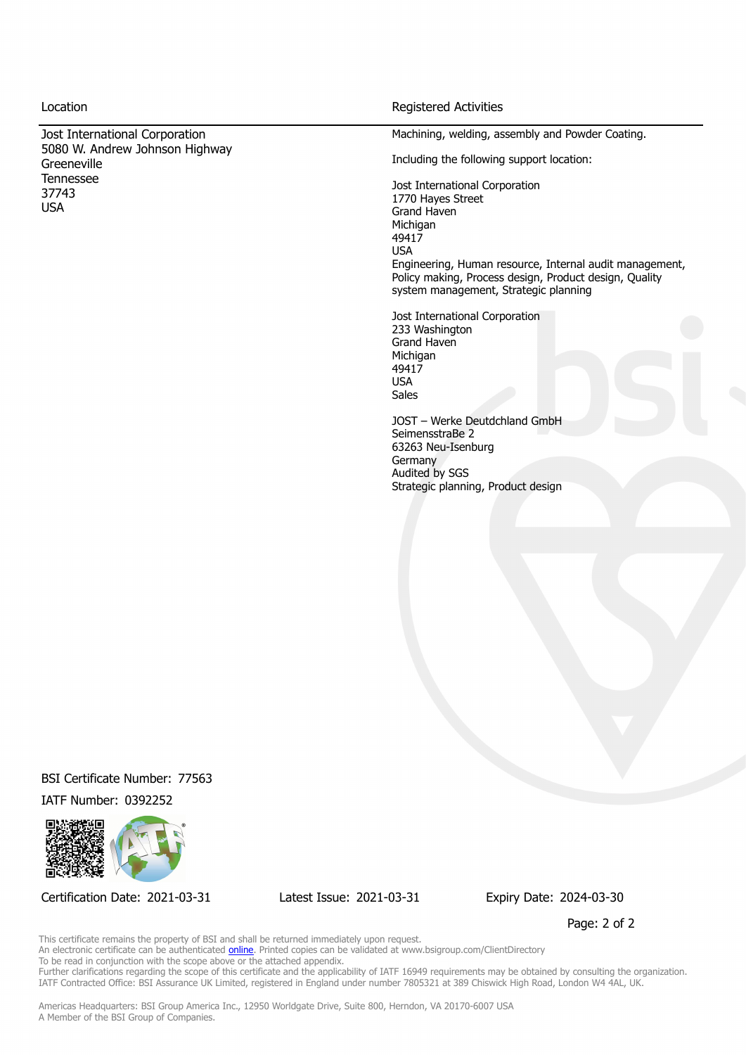| Location | Registered Activities |
| --- | --- |
| Jost International Corporation<br>5080 W. Andrew Johnson Highway<br>Greeneville<br>Tennessee<br>37743<br>USA | Machining, welding, assembly and Powder Coating.<br><br>Including the following support location:<br><br>Jost International Corporation<br>1770 Hayes Street<br>Grand Haven<br>Michigan<br>49417<br>USA<br>Engineering, Human resource, Internal audit management, Policy making, Process design, Product design, Quality system management, Strategic planning<br><br>Jost International Corporation<br>233 Washington<br>Grand Haven<br>Michigan<br>49417<br>USA<br>Sales<br><br>JOST – Werke Deutdchland GmbH<br>SeimensstraBe 2<br>63263 Neu-Isenburg<br>Germany<br>Audited by SGS<br>Strategic planning, Product design |

BSI Certificate Number: 77563

IATF Number: 0392252

Certification Date: 2021-03-31  Latest Issue: 2021-03-31  Expiry Date: 2024-03-30

This certificate remains the property of BSI and shall be returned immediately upon request.
An electronic certificate can be authenticated online. Printed copies can be validated at www.bsigroup.com/ClientDirectory
To be read in conjunction with the scope above or the attached appendix.
Further clarifications regarding the scope of this certificate and the applicability of IATF 16949 requirements may be obtained by consulting the organization.
IATF Contracted Office: BSI Assurance UK Limited, registered in England under number 7805321 at 389 Chiswick High Road, London W4 4AL, UK.

Americas Headquarters: BSI Group America Inc., 12950 Worldgate Drive, Suite 800, Herndon, VA 20170-6007 USA
A Member of the BSI Group of Companies.